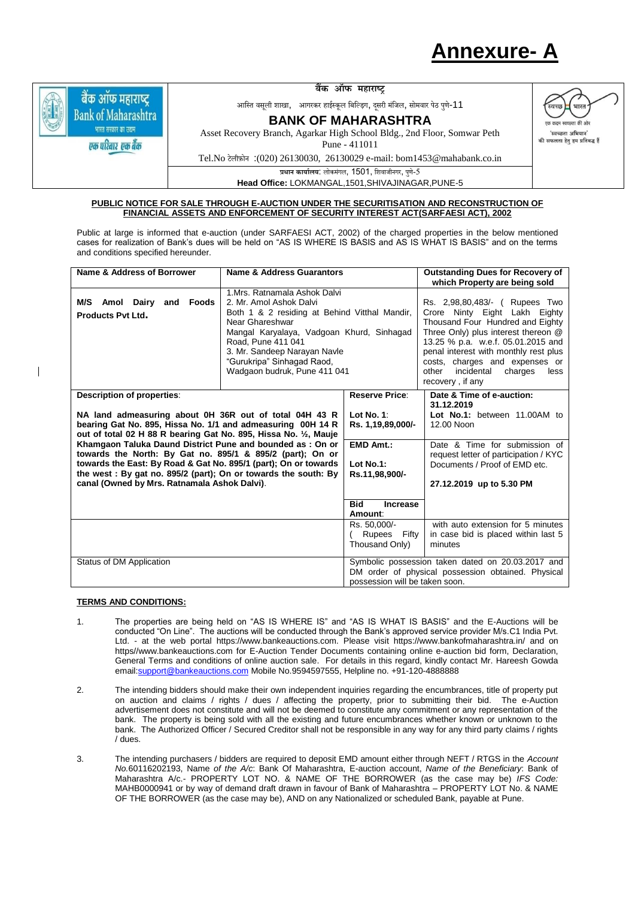# Annexure- A

बैंक ऑफ महाराष्ट्र

आस्ति वसूली शाखा, आगरकर हाईस्कूल बिल्डिंग, दूसरी मंजिल, सोमवार पेठ पुणे-11

**BANK OF MAHARASHTRA**

Asset Recovery Branch, Agarkar High School Bldg., 2nd Floor, Somwar Peth Pune - 411011

Tel.No टेलीफोन :(020) 26130030, 26130029 e-mail: bom1453@mahabank.co.in

प्रधान कार्यालय: लोकमंगल, 1501, शिवाजीनगर, पुणे-5

**Head Office:** LOKMANGAL,1501,SHIVAJINAGAR,PUNE-5

**PUBLIC NOTICE FOR SALE THROUGH E-AUCTION UNDER THE SECURITISATION AND RECONSTRUCTION OF FINANCIAL ASSETS AND ENFORCEMENT OF SECURITY INTEREST ACT(SARFAESI ACT), 2002**

Public at large is informed that e-auction (under SARFAESI ACT, 2002) of the charged properties in the below mentioned cases for realization of Bank's dues will be held on "AS IS WHERE IS BASIS and AS IS WHAT IS BASIS" and on the terms and conditions specified hereunder.

| **Name & Address of Borrower** | **Name & Address Guarantors** | | **Outstanding Dues for Recovery of which Property are being sold** |
|---|---|---|---|
| **M/S Amol Dairy and Foods Products Pvt Ltd.** | 1.Mrs. Ratnamala Ashok Dalvi<br>2. Mr. Amol Ashok Dalvi<br>Both 1 & 2 residing at Behind Vitthal Mandir, Near Ghareshwar Mangal Karyalaya, Vadgoan Khurd, Sinhagad Road, Pune 411 041<br>3. Mr. Sandeep Narayan Navle "Gurukripa" Sinhagad Raod, Wadgaon budruk, Pune 411 041 | | Rs. 2,98,80,483/- ( Rupees Two Crore Ninty Eight Lakh Eighty Thousand Four Hundred and Eighty Three Only) plus interest thereon @ 13.25 % p.a. w.e.f. 05.01.2015 and penal interest with monthly rest plus costs, charges and expenses or other incidental charges less recovery , if any |
| **Description of properties**:<br><br>**NA land admeasuring about 0H 36R out of total 04H 43 R bearing Gat No. 895, Hissa No. 1/1 and admeasuring 00H 14 R out of total 02 H 88 R bearing Gat No. 895, Hissa No. ½, Mauje Khamgaon Taluka Daund District Pune and bounded as : On or towards the North: By Gat no. 895/1 & 895/2 (part); On or towards the East: By Road & Gat No. 895/1 (part); On or towards the west : By gat no. 895/2 (part); On or towards the south: By canal (Owned by Mrs. Ratnamala Ashok Dalvi)**. | | **Reserve Price**:<br>**Lot No. 1**:<br>**Rs. 1,19,89,000/-** | **Date & Time of e-auction: 31.12.2019**<br>**Lot No.1:** between 11.00AM to 12.00 Noon |
| | | **EMD Amt.:**<br>**Lot No.1:**<br>**Rs.11,98,900/-** | Date & Time for submission of request letter of participation / KYC Documents / Proof of EMD etc.<br>**27.12.2019 up to 5.30 PM** |
| | | **Bid Increase Amount**: | |
| | | Rs. 50,000/- ( Rupees Fifty Thousand Only) | with auto extension for 5 minutes in case bid is placed within last 5 minutes |
| Status of DM Application | | Symbolic possession taken dated on 20.03.2017 and DM order of physical possession obtained. Physical possession will be taken soon. | |

**TERMS AND CONDITIONS:**

1. The properties are being held on "AS IS WHERE IS" and "AS IS WHAT IS BASIS" and the E-Auctions will be conducted "On Line". The auctions will be conducted through the Bank's approved service provider M/s.C1 India Pvt. Ltd. - at the web portal https://www.bankeauctions.com. Please visit https://www.bankofmaharashtra.in/ and on https//www.bankeauctions.com for E-Auction Tender Documents containing online e-auction bid form, Declaration, General Terms and conditions of online auction sale. For details in this regard, kindly contact Mr. Hareesh Gowda email:support@bankeauctions.com Mobile No.9594597555, Helpline no. +91-120-4888888

2. The intending bidders should make their own independent inquiries regarding the encumbrances, title of property put on auction and claims / rights / dues / affecting the property, prior to submitting their bid. The e-Auction advertisement does not constitute and will not be deemed to constitute any commitment or any representation of the bank. The property is being sold with all the existing and future encumbrances whether known or unknown to the bank. The Authorized Officer / Secured Creditor shall not be responsible in any way for any third party claims / rights / dues.

3. The intending purchasers / bidders are required to deposit EMD amount either through NEFT / RTGS in the *Account No.*60116202193, Name *of the A/c*: Bank Of Maharashtra, E-auction account, *Name of the Beneficiary*: Bank of Maharashtra A/c.- PROPERTY LOT NO. & NAME OF THE BORROWER (as the case may be) *IFS Code:* MAHB0000941 or by way of demand draft drawn in favour of Bank of Maharashtra – PROPERTY LOT No. & NAME OF THE BORROWER (as the case may be), AND on any Nationalized or scheduled Bank, payable at Pune.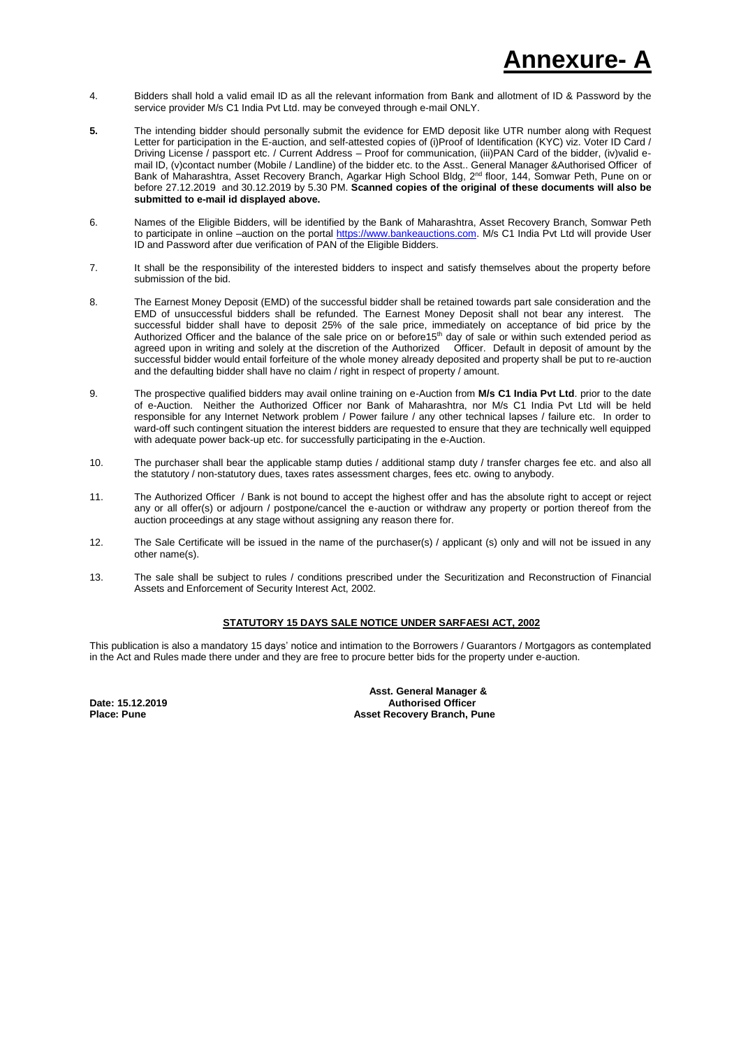# Annexure- A

4. Bidders shall hold a valid email ID as all the relevant information from Bank and allotment of ID & Password by the service provider M/s C1 India Pvt Ltd. may be conveyed through e-mail ONLY.

**5.** The intending bidder should personally submit the evidence for EMD deposit like UTR number along with Request Letter for participation in the E-auction, and self-attested copies of (i)Proof of Identification (KYC) viz. Voter ID Card / Driving License / passport etc. / Current Address – Proof for communication, (iii)PAN Card of the bidder, (iv)valid e-mail ID, (v)contact number (Mobile / Landline) of the bidder etc. to the Asst.. General Manager &Authorised Officer of Bank of Maharashtra, Asset Recovery Branch, Agarkar High School Bldg, 2nd floor, 144, Somwar Peth, Pune on or before 27.12.2019 and 30.12.2019 by 5.30 PM. **Scanned copies of the original of these documents will also be submitted to e-mail id displayed above.**

6. Names of the Eligible Bidders, will be identified by the Bank of Maharashtra, Asset Recovery Branch, Somwar Peth to participate in online –auction on the portal https://www.bankeauctions.com. M/s C1 India Pvt Ltd will provide User ID and Password after due verification of PAN of the Eligible Bidders.

7. It shall be the responsibility of the interested bidders to inspect and satisfy themselves about the property before submission of the bid.

8. The Earnest Money Deposit (EMD) of the successful bidder shall be retained towards part sale consideration and the EMD of unsuccessful bidders shall be refunded. The Earnest Money Deposit shall not bear any interest. The successful bidder shall have to deposit 25% of the sale price, immediately on acceptance of bid price by the Authorized Officer and the balance of the sale price on or before15th day of sale or within such extended period as agreed upon in writing and solely at the discretion of the Authorized Officer. Default in deposit of amount by the successful bidder would entail forfeiture of the whole money already deposited and property shall be put to re-auction and the defaulting bidder shall have no claim / right in respect of property / amount.

9. The prospective qualified bidders may avail online training on e-Auction from **M/s C1 India Pvt Ltd**. prior to the date of e-Auction. Neither the Authorized Officer nor Bank of Maharashtra, nor M/s C1 India Pvt Ltd will be held responsible for any Internet Network problem / Power failure / any other technical lapses / failure etc. In order to ward-off such contingent situation the interest bidders are requested to ensure that they are technically well equipped with adequate power back-up etc. for successfully participating in the e-Auction.

10. The purchaser shall bear the applicable stamp duties / additional stamp duty / transfer charges fee etc. and also all the statutory / non-statutory dues, taxes rates assessment charges, fees etc. owing to anybody.

11. The Authorized Officer / Bank is not bound to accept the highest offer and has the absolute right to accept or reject any or all offer(s) or adjourn / postpone/cancel the e-auction or withdraw any property or portion thereof from the auction proceedings at any stage without assigning any reason there for.

12. The Sale Certificate will be issued in the name of the purchaser(s) / applicant (s) only and will not be issued in any other name(s).

13. The sale shall be subject to rules / conditions prescribed under the Securitization and Reconstruction of Financial Assets and Enforcement of Security Interest Act, 2002.

## STATUTORY 15 DAYS SALE NOTICE UNDER SARFAESI ACT, 2002

This publication is also a mandatory 15 days' notice and intimation to the Borrowers / Guarantors / Mortgagors as contemplated in the Act and Rules made there under and they are free to procure better bids for the property under e-auction.

**Date: 15.12.2019**
**Place: Pune**

**Asst. General Manager &**
**Authorised Officer**
**Asset Recovery Branch, Pune**